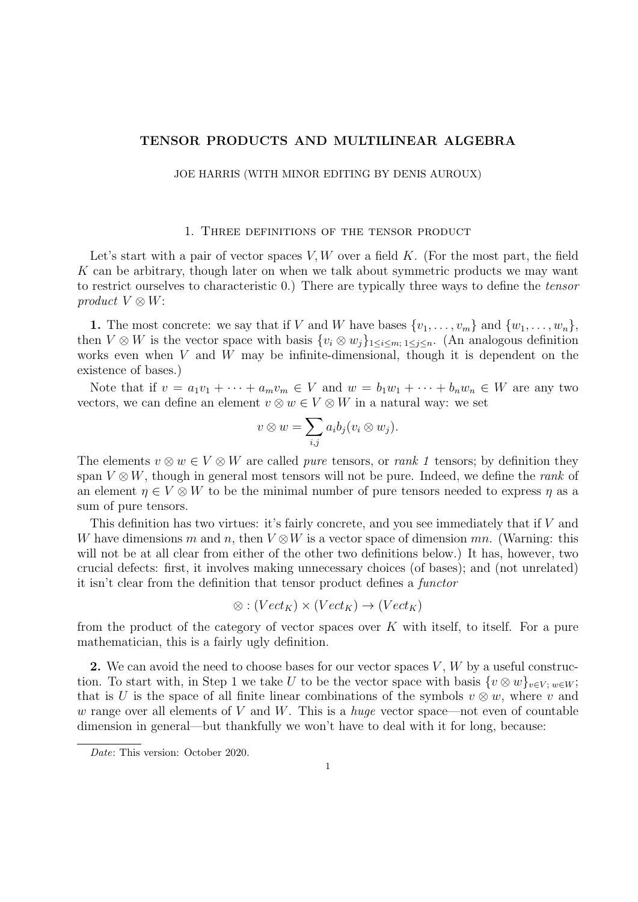# TENSOR PRODUCTS AND MULTILINEAR ALGEBRA

JOE HARRIS (WITH MINOR EDITING BY DENIS AUROUX)

## 1. Three definitions of the tensor product

Let's start with a pair of vector spaces $V, W$ over a field $K$. (For the most part, the field $K$ can be arbitrary, though later on when we talk about symmetric products we may want to restrict ourselves to characteristic 0.) There are typically three ways to define the *tensor product* $V \otimes W$:

**1.** The most concrete: we say that if $V$ and $W$ have bases $\{v_1, \ldots, v_m\}$ and $\{w_1, \ldots, w_n\}$, then $V \otimes W$ is the vector space with basis $\{v_i \otimes w_j\}_{1 \leq i \leq m;\, 1 \leq j \leq n}$. (An analogous definition works even when $V$ and $W$ may be infinite-dimensional, though it is dependent on the existence of bases.)

Note that if $v = a_1 v_1 + \cdots + a_m v_m \in V$ and $w = b_1 w_1 + \cdots + b_n w_n \in W$ are any two vectors, we can define an element $v \otimes w \in V \otimes W$ in a natural way: we set

$$v \otimes w = \sum_{i,j} a_i b_j (v_i \otimes w_j).$$

The elements $v \otimes w \in V \otimes W$ are called *pure* tensors, or *rank 1* tensors; by definition they span $V \otimes W$, though in general most tensors will not be pure. Indeed, we define the *rank* of an element $\eta \in V \otimes W$ to be the minimal number of pure tensors needed to express $\eta$ as a sum of pure tensors.

This definition has two virtues: it's fairly concrete, and you see immediately that if $V$ and $W$ have dimensions $m$ and $n$, then $V \otimes W$ is a vector space of dimension $mn$. (Warning: this will not be at all clear from either of the other two definitions below.) It has, however, two crucial defects: first, it involves making unnecessary choices (of bases); and (not unrelated) it isn't clear from the definition that tensor product defines a *functor*

$$\otimes : (Vect_K) \times (Vect_K) \to (Vect_K)$$

from the product of the category of vector spaces over $K$ with itself, to itself. For a pure mathematician, this is a fairly ugly definition.

**2.** We can avoid the need to choose bases for our vector spaces $V$, $W$ by a useful construction. To start with, in Step 1 we take $U$ to be the vector space with basis $\{v \otimes w\}_{v \in V;\, w \in W}$; that is $U$ is the space of all finite linear combinations of the symbols $v \otimes w$, where $v$ and $w$ range over all elements of $V$ and $W$. This is a *huge* vector space—not even of countable dimension in general—but thankfully we won't have to deal with it for long, because:

*Date*: This version: October 2020.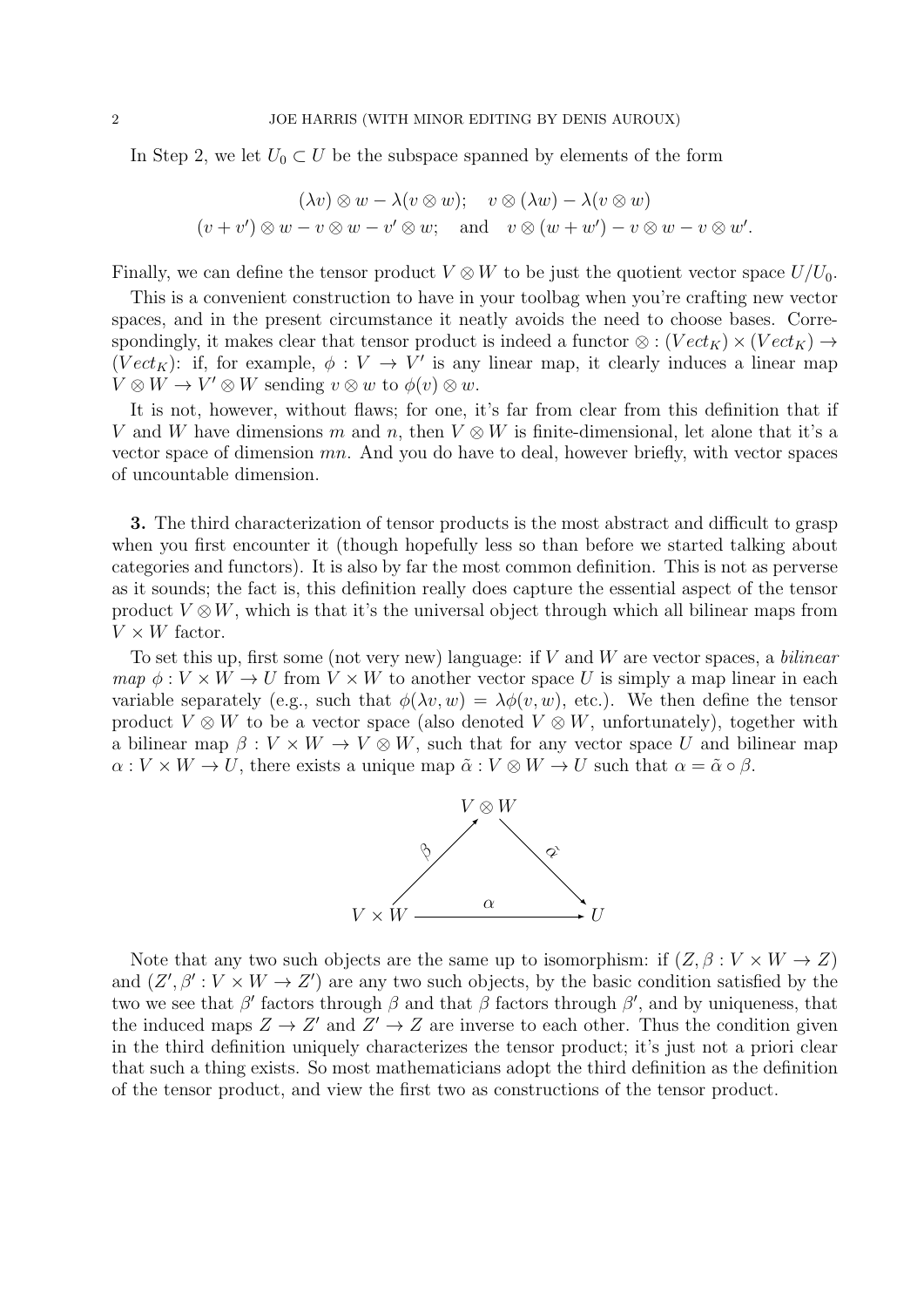In Step 2, we let $U_0 \subset U$ be the subspace spanned by elements of the form

$$(\lambda v) \otimes w - \lambda(v \otimes w); \quad v \otimes (\lambda w) - \lambda(v \otimes w)$$
$$(v + v') \otimes w - v \otimes w - v' \otimes w; \quad \text{and} \quad v \otimes (w + w') - v \otimes w - v \otimes w'.$$

Finally, we can define the tensor product $V \otimes W$ to be just the quotient vector space $U/U_0$.

This is a convenient construction to have in your toolbag when you're crafting new vector spaces, and in the present circumstance it neatly avoids the need to choose bases. Correspondingly, it makes clear that tensor product is indeed a functor $\otimes : (Vect_K) \times (Vect_K) \to (Vect_K)$: if, for example, $\phi : V \to V'$ is any linear map, it clearly induces a linear map $V \otimes W \to V' \otimes W$ sending $v \otimes w$ to $\phi(v) \otimes w$.

It is not, however, without flaws; for one, it's far from clear from this definition that if $V$ and $W$ have dimensions $m$ and $n$, then $V \otimes W$ is finite-dimensional, let alone that it's a vector space of dimension $mn$. And you do have to deal, however briefly, with vector spaces of uncountable dimension.

**3.** The third characterization of tensor products is the most abstract and difficult to grasp when you first encounter it (though hopefully less so than before we started talking about categories and functors). It is also by far the most common definition. This is not as perverse as it sounds; the fact is, this definition really does capture the essential aspect of the tensor product $V \otimes W$, which is that it's the universal object through which all bilinear maps from $V \times W$ factor.

To set this up, first some (not very new) language: if $V$ and $W$ are vector spaces, a *bilinear map* $\phi : V \times W \to U$ from $V \times W$ to another vector space $U$ is simply a map linear in each variable separately (e.g., such that $\phi(\lambda v, w) = \lambda\phi(v, w)$, etc.). We then define the tensor product $V \otimes W$ to be a vector space (also denoted $V \otimes W$, unfortunately), together with a bilinear map $\beta : V \times W \to V \otimes W$, such that for any vector space $U$ and bilinear map $\alpha : V \times W \to U$, there exists a unique map $\tilde{\alpha} : V \otimes W \to U$ such that $\alpha = \tilde{\alpha} \circ \beta$.

$$\begin{array}{ccccc} & & V \otimes W & & \\ & \overset{\beta}{\nearrow} & & \overset{\tilde{\alpha}}{\searrow} & \\ V \times W & & \xrightarrow{\quad \alpha \quad} & & U \end{array}$$

Note that any two such objects are the same up to isomorphism: if $(Z, \beta : V \times W \to Z)$ and $(Z', \beta' : V \times W \to Z')$ are any two such objects, by the basic condition satisfied by the two we see that $\beta'$ factors through $\beta$ and that $\beta$ factors through $\beta'$, and by uniqueness, that the induced maps $Z \to Z'$ and $Z' \to Z$ are inverse to each other. Thus the condition given in the third definition uniquely characterizes the tensor product; it's just not a priori clear that such a thing exists. So most mathematicians adopt the third definition as the definition of the tensor product, and view the first two as constructions of the tensor product.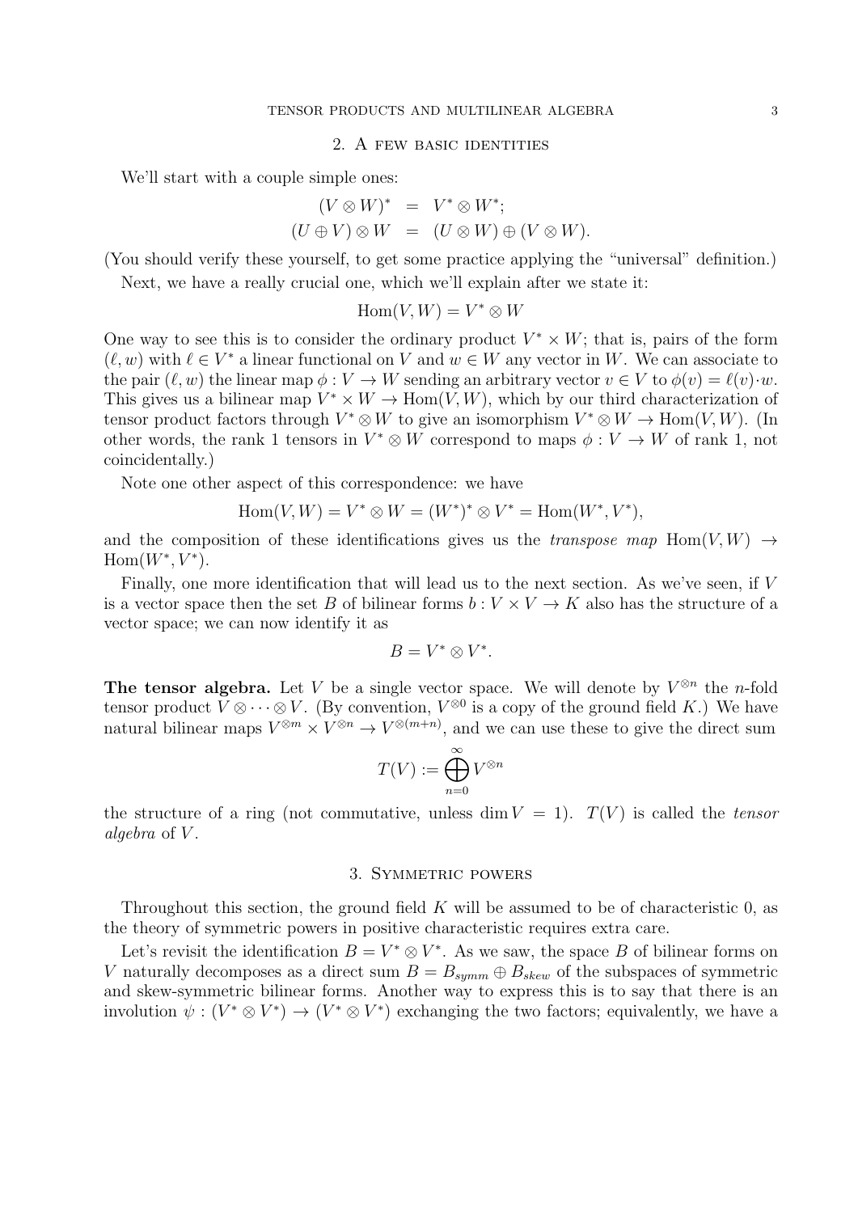## 2. A few basic identities

We'll start with a couple simple ones:

$$
\begin{aligned}
(V \otimes W)^* &= V^* \otimes W^*; \\
(U \oplus V) \otimes W &= (U \otimes W) \oplus (V \otimes W).
\end{aligned}
$$

(You should verify these yourself, to get some practice applying the "universal" definition.)

Next, we have a really crucial one, which we'll explain after we state it:

$$
\mathrm{Hom}(V, W) = V^* \otimes W
$$

One way to see this is to consider the ordinary product $V^* \times W$; that is, pairs of the form $(\ell, w)$ with $\ell \in V^*$ a linear functional on $V$ and $w \in W$ any vector in $W$. We can associate to the pair $(\ell, w)$ the linear map $\phi : V \to W$ sending an arbitrary vector $v \in V$ to $\phi(v) = \ell(v) \cdot w$. This gives us a bilinear map $V^* \times W \to \mathrm{Hom}(V, W)$, which by our third characterization of tensor product factors through $V^* \otimes W$ to give an isomorphism $V^* \otimes W \to \mathrm{Hom}(V, W)$. (In other words, the rank 1 tensors in $V^* \otimes W$ correspond to maps $\phi : V \to W$ of rank 1, not coincidentally.)

Note one other aspect of this correspondence: we have

$$
\mathrm{Hom}(V, W) = V^* \otimes W = (W^*)^* \otimes V^* = \mathrm{Hom}(W^*, V^*),
$$

and the composition of these identifications gives us the *transpose map* $\mathrm{Hom}(V, W) \to \mathrm{Hom}(W^*, V^*)$.

Finally, one more identification that will lead us to the next section. As we've seen, if $V$ is a vector space then the set $B$ of bilinear forms $b : V \times V \to K$ also has the structure of a vector space; we can now identify it as

$$
B = V^* \otimes V^*.
$$

**The tensor algebra.** Let $V$ be a single vector space. We will denote by $V^{\otimes n}$ the $n$-fold tensor product $V \otimes \cdots \otimes V$. (By convention, $V^{\otimes 0}$ is a copy of the ground field $K$.) We have natural bilinear maps $V^{\otimes m} \times V^{\otimes n} \to V^{\otimes (m+n)}$, and we can use these to give the direct sum

$$
T(V) := \bigoplus_{n=0}^{\infty} V^{\otimes n}
$$

the structure of a ring (not commutative, unless $\dim V = 1$). $T(V)$ is called the *tensor algebra* of $V$.

## 3. Symmetric powers

Throughout this section, the ground field $K$ will be assumed to be of characteristic 0, as the theory of symmetric powers in positive characteristic requires extra care.

Let's revisit the identification $B = V^* \otimes V^*$. As we saw, the space $B$ of bilinear forms on $V$ naturally decomposes as a direct sum $B = B_{symm} \oplus B_{skew}$ of the subspaces of symmetric and skew-symmetric bilinear forms. Another way to express this is to say that there is an involution $\psi : (V^* \otimes V^*) \to (V^* \otimes V^*)$ exchanging the two factors; equivalently, we have a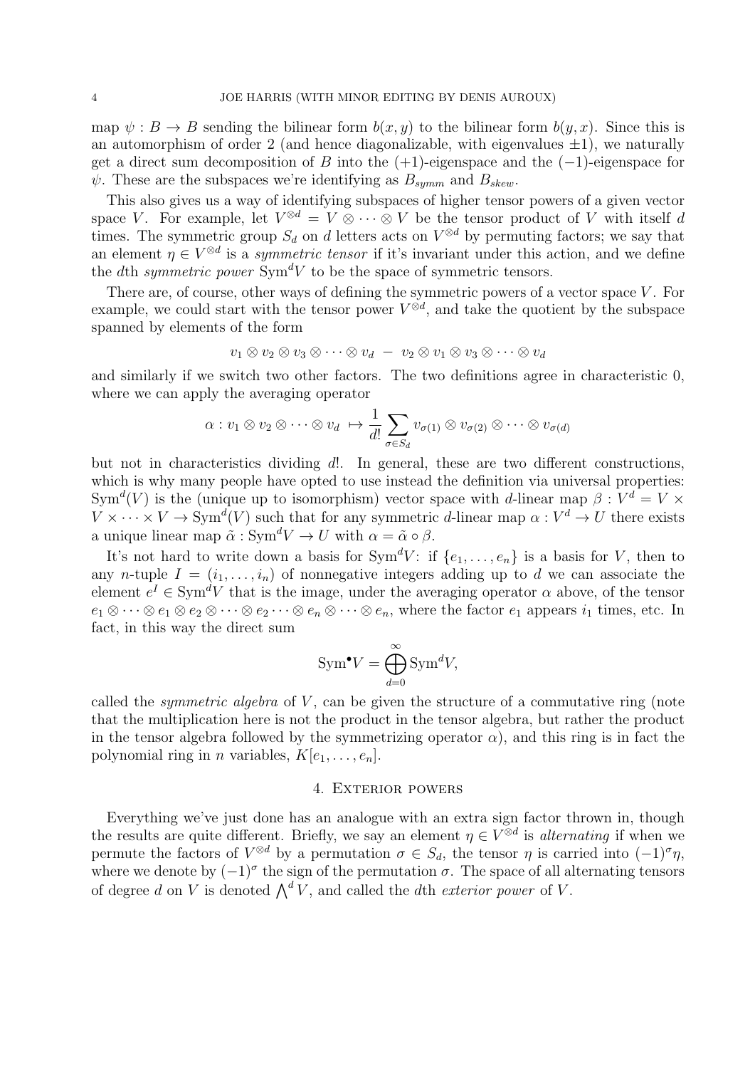map $\psi : B \to B$ sending the bilinear form $b(x, y)$ to the bilinear form $b(y, x)$. Since this is an automorphism of order 2 (and hence diagonalizable, with eigenvalues $\pm 1$), we naturally get a direct sum decomposition of $B$ into the $(+1)$-eigenspace and the $(-1)$-eigenspace for $\psi$. These are the subspaces we're identifying as $B_{symm}$ and $B_{skew}$.

This also gives us a way of identifying subspaces of higher tensor powers of a given vector space $V$. For example, let $V^{\otimes d} = V \otimes \cdots \otimes V$ be the tensor product of $V$ with itself $d$ times. The symmetric group $S_d$ on $d$ letters acts on $V^{\otimes d}$ by permuting factors; we say that an element $\eta \in V^{\otimes d}$ is a *symmetric tensor* if it's invariant under this action, and we define the $d$th *symmetric power* $\mathrm{Sym}^d V$ to be the space of symmetric tensors.

There are, of course, other ways of defining the symmetric powers of a vector space $V$. For example, we could start with the tensor power $V^{\otimes d}$, and take the quotient by the subspace spanned by elements of the form

$$v_1 \otimes v_2 \otimes v_3 \otimes \cdots \otimes v_d \; - \; v_2 \otimes v_1 \otimes v_3 \otimes \cdots \otimes v_d$$

and similarly if we switch two other factors. The two definitions agree in characteristic 0, where we can apply the averaging operator

$$\alpha : v_1 \otimes v_2 \otimes \cdots \otimes v_d \; \mapsto \frac{1}{d!} \sum_{\sigma \in S_d} v_{\sigma(1)} \otimes v_{\sigma(2)} \otimes \cdots \otimes v_{\sigma(d)}$$

but not in characteristics dividing $d!$. In general, these are two different constructions, which is why many people have opted to use instead the definition via universal properties: $\mathrm{Sym}^d(V)$ is the (unique up to isomorphism) vector space with $d$-linear map $\beta : V^d = V \times V \times \cdots \times V \to \mathrm{Sym}^d(V)$ such that for any symmetric $d$-linear map $\alpha : V^d \to U$ there exists a unique linear map $\tilde{\alpha} : \mathrm{Sym}^d V \to U$ with $\alpha = \tilde{\alpha} \circ \beta$.

It's not hard to write down a basis for $\mathrm{Sym}^d V$: if $\{e_1, \ldots, e_n\}$ is a basis for $V$, then to any $n$-tuple $I = (i_1, \ldots, i_n)$ of nonnegative integers adding up to $d$ we can associate the element $e^I \in \mathrm{Sym}^d V$ that is the image, under the averaging operator $\alpha$ above, of the tensor $e_1 \otimes \cdots \otimes e_1 \otimes e_2 \otimes \cdots \otimes e_2 \cdots \otimes e_n \otimes \cdots \otimes e_n$, where the factor $e_1$ appears $i_1$ times, etc. In fact, in this way the direct sum

$$\mathrm{Sym}^\bullet V = \bigoplus_{d=0}^{\infty} \mathrm{Sym}^d V,$$

called the *symmetric algebra* of $V$, can be given the structure of a commutative ring (note that the multiplication here is not the product in the tensor algebra, but rather the product in the tensor algebra followed by the symmetrizing operator $\alpha$), and this ring is in fact the polynomial ring in $n$ variables, $K[e_1, \ldots, e_n]$.

## 4. Exterior powers

Everything we've just done has an analogue with an extra sign factor thrown in, though the results are quite different. Briefly, we say an element $\eta \in V^{\otimes d}$ is *alternating* if when we permute the factors of $V^{\otimes d}$ by a permutation $\sigma \in S_d$, the tensor $\eta$ is carried into $(-1)^\sigma \eta$, where we denote by $(-1)^\sigma$ the sign of the permutation $\sigma$. The space of all alternating tensors of degree $d$ on $V$ is denoted $\bigwedge^d V$, and called the $d$th *exterior power* of $V$.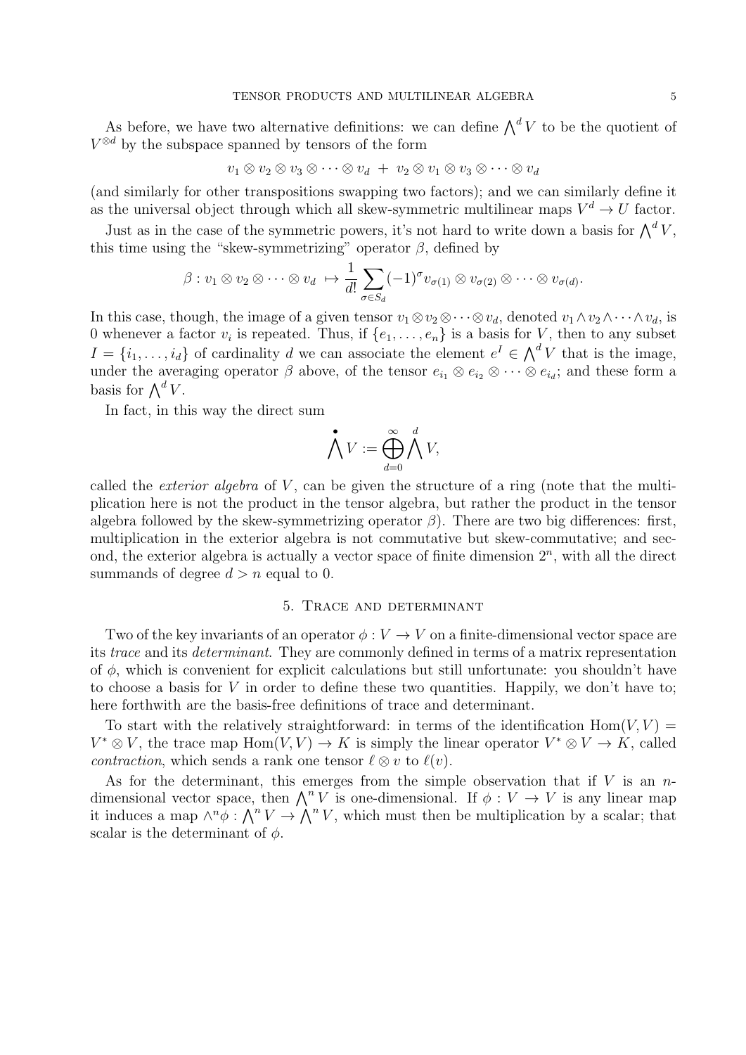As before, we have two alternative definitions: we can define $\bigwedge^d V$ to be the quotient of $V^{\otimes d}$ by the subspace spanned by tensors of the form

$$v_1 \otimes v_2 \otimes v_3 \otimes \cdots \otimes v_d \; + \; v_2 \otimes v_1 \otimes v_3 \otimes \cdots \otimes v_d$$

(and similarly for other transpositions swapping two factors); and we can similarly define it as the universal object through which all skew-symmetric multilinear maps $V^d \to U$ factor.

Just as in the case of the symmetric powers, it's not hard to write down a basis for $\bigwedge^d V$, this time using the "skew-symmetrizing" operator $\beta$, defined by

$$\beta : v_1 \otimes v_2 \otimes \cdots \otimes v_d \;\mapsto \frac{1}{d!} \sum_{\sigma \in S_d} (-1)^{\sigma} v_{\sigma(1)} \otimes v_{\sigma(2)} \otimes \cdots \otimes v_{\sigma(d)}.$$

In this case, though, the image of a given tensor $v_1 \otimes v_2 \otimes \cdots \otimes v_d$, denoted $v_1 \wedge v_2 \wedge \cdots \wedge v_d$, is 0 whenever a factor $v_i$ is repeated. Thus, if $\{e_1, \ldots, e_n\}$ is a basis for $V$, then to any subset $I = \{i_1, \ldots, i_d\}$ of cardinality $d$ we can associate the element $e^I \in \bigwedge^d V$ that is the image, under the averaging operator $\beta$ above, of the tensor $e_{i_1} \otimes e_{i_2} \otimes \cdots \otimes e_{i_d}$; and these form a basis for $\bigwedge^d V$.

In fact, in this way the direct sum

$$\bigwedge^{\bullet} V := \bigoplus_{d=0}^{\infty} \bigwedge^{d} V,$$

called the *exterior algebra* of $V$, can be given the structure of a ring (note that the multiplication here is not the product in the tensor algebra, but rather the product in the tensor algebra followed by the skew-symmetrizing operator $\beta$). There are two big differences: first, multiplication in the exterior algebra is not commutative but skew-commutative; and second, the exterior algebra is actually a vector space of finite dimension $2^n$, with all the direct summands of degree $d > n$ equal to 0.

## 5. Trace and determinant

Two of the key invariants of an operator $\phi : V \to V$ on a finite-dimensional vector space are its *trace* and its *determinant*. They are commonly defined in terms of a matrix representation of $\phi$, which is convenient for explicit calculations but still unfortunate: you shouldn't have to choose a basis for $V$ in order to define these two quantities. Happily, we don't have to; here forthwith are the basis-free definitions of trace and determinant.

To start with the relatively straightforward: in terms of the identification $\mathrm{Hom}(V, V) = V^* \otimes V$, the trace map $\mathrm{Hom}(V, V) \to K$ is simply the linear operator $V^* \otimes V \to K$, called *contraction*, which sends a rank one tensor $\ell \otimes v$ to $\ell(v)$.

As for the determinant, this emerges from the simple observation that if $V$ is an $n$-dimensional vector space, then $\bigwedge^n V$ is one-dimensional. If $\phi : V \to V$ is any linear map it induces a map $\wedge^n \phi : \bigwedge^n V \to \bigwedge^n V$, which must then be multiplication by a scalar; that scalar is the determinant of $\phi$.